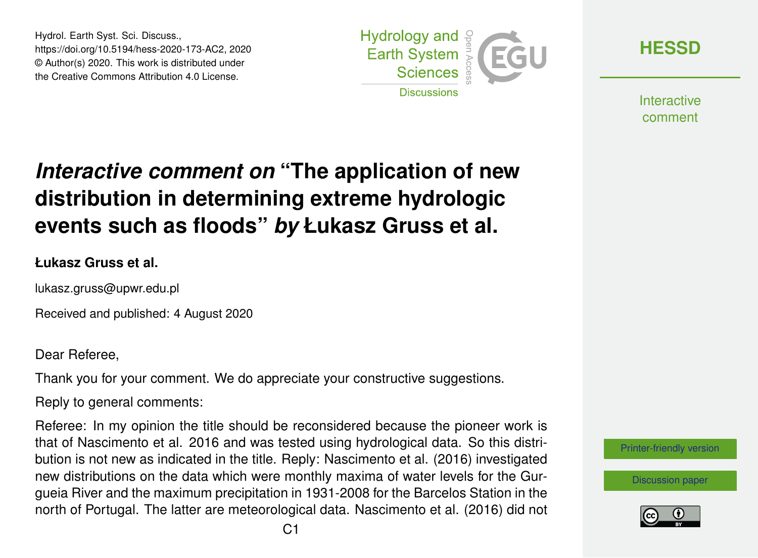Hydrol. Earth Syst. Sci. Discuss.,
https://doi.org/10.5194/hess-2020-173-AC2, 2020
© Author(s) 2020. This work is distributed under
the Creative Commons Attribution 4.0 License.

# *Interactive comment on* "The application of new distribution in determining extreme hydrologic events such as floods" *by* Łukasz Gruss et al.

**Łukasz Gruss et al.**

lukasz.gruss@upwr.edu.pl

Received and published: 4 August 2020

Dear Referee,

Thank you for your comment. We do appreciate your constructive suggestions.

Reply to general comments:

Referee: In my opinion the title should be reconsidered because the pioneer work is that of Nascimento et al. 2016 and was tested using hydrological data. So this distribution is not new as indicated in the title. Reply: Nascimento et al. (2016) investigated new distributions on the data which were monthly maxima of water levels for the Gurgueia River and the maximum precipitation in 1931-2008 for the Barcelos Station in the north of Portugal. The latter are meteorological data. Nascimento et al. (2016) did not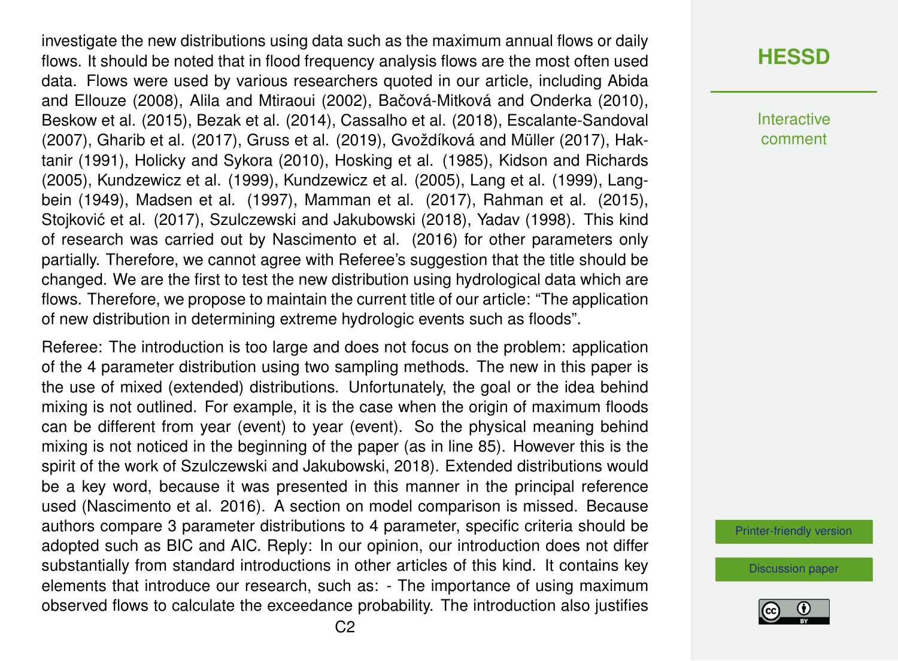investigate the new distributions using data such as the maximum annual flows or daily flows. It should be noted that in flood frequency analysis flows are the most often used data. Flows were used by various researchers quoted in our article, including Abida and Ellouze (2008), Alila and Mtiraoui (2002), Bačová-Mitková and Onderka (2010), Beskow et al. (2015), Bezak et al. (2014), Cassalho et al. (2018), Escalante-Sandoval (2007), Gharib et al. (2017), Gruss et al. (2019), Gvoždíková and Müller (2017), Haktanir (1991), Holicky and Sykora (2010), Hosking et al. (1985), Kidson and Richards (2005), Kundzewicz et al. (1999), Kundzewicz et al. (2005), Lang et al. (1999), Langbein (1949), Madsen et al. (1997), Mamman et al. (2017), Rahman et al. (2015), Stojković et al. (2017), Szulczewski and Jakubowski (2018), Yadav (1998). This kind of research was carried out by Nascimento et al. (2016) for other parameters only partially. Therefore, we cannot agree with Referee's suggestion that the title should be changed. We are the first to test the new distribution using hydrological data which are flows. Therefore, we propose to maintain the current title of our article: "The application of new distribution in determining extreme hydrologic events such as floods".

Referee: The introduction is too large and does not focus on the problem: application of the 4 parameter distribution using two sampling methods. The new in this paper is the use of mixed (extended) distributions. Unfortunately, the goal or the idea behind mixing is not outlined. For example, it is the case when the origin of maximum floods can be different from year (event) to year (event). So the physical meaning behind mixing is not noticed in the beginning of the paper (as in line 85). However this is the spirit of the work of Szulczewski and Jakubowski, 2018). Extended distributions would be a key word, because it was presented in this manner in the principal reference used (Nascimento et al. 2016). A section on model comparison is missed. Because authors compare 3 parameter distributions to 4 parameter, specific criteria should be adopted such as BIC and AIC. Reply: In our opinion, our introduction does not differ substantially from standard introductions in other articles of this kind. It contains key elements that introduce our research, such as: - The importance of using maximum observed flows to calculate the exceedance probability. The introduction also justifies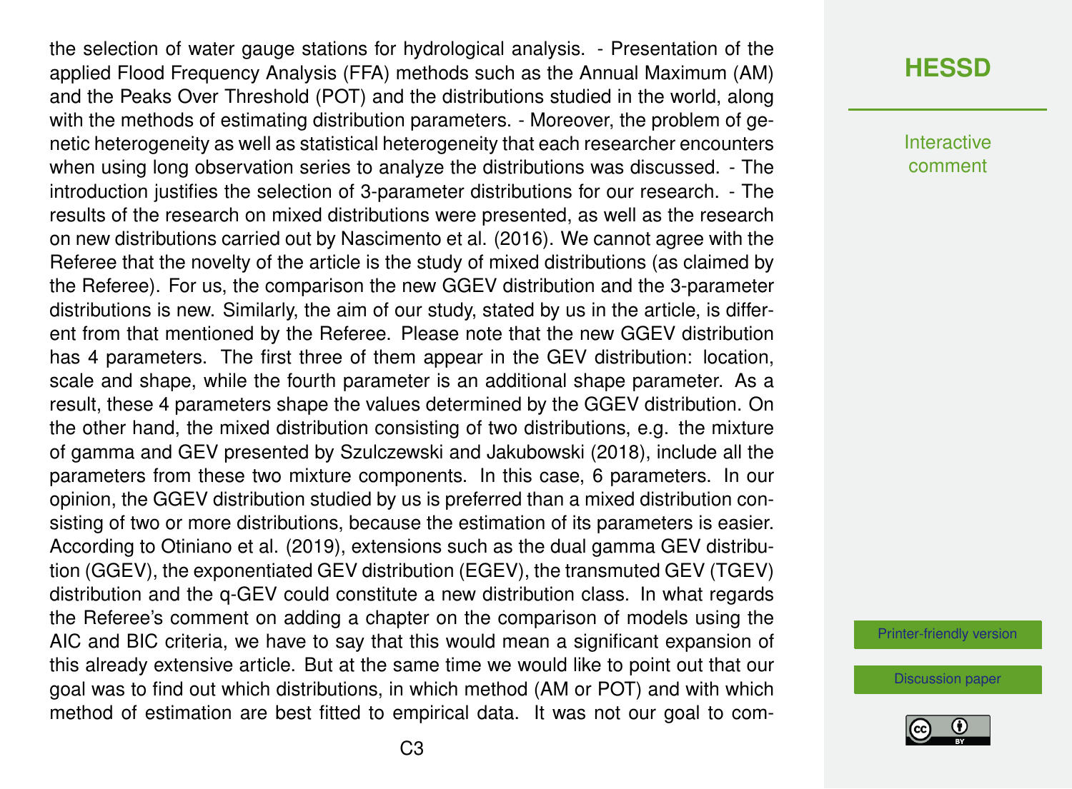the selection of water gauge stations for hydrological analysis. - Presentation of the applied Flood Frequency Analysis (FFA) methods such as the Annual Maximum (AM) and the Peaks Over Threshold (POT) and the distributions studied in the world, along with the methods of estimating distribution parameters. - Moreover, the problem of genetic heterogeneity as well as statistical heterogeneity that each researcher encounters when using long observation series to analyze the distributions was discussed. - The introduction justifies the selection of 3-parameter distributions for our research. - The results of the research on mixed distributions were presented, as well as the research on new distributions carried out by Nascimento et al. (2016). We cannot agree with the Referee that the novelty of the article is the study of mixed distributions (as claimed by the Referee). For us, the comparison the new GGEV distribution and the 3-parameter distributions is new. Similarly, the aim of our study, stated by us in the article, is different from that mentioned by the Referee. Please note that the new GGEV distribution has 4 parameters. The first three of them appear in the GEV distribution: location, scale and shape, while the fourth parameter is an additional shape parameter. As a result, these 4 parameters shape the values determined by the GGEV distribution. On the other hand, the mixed distribution consisting of two distributions, e.g. the mixture of gamma and GEV presented by Szulczewski and Jakubowski (2018), include all the parameters from these two mixture components. In this case, 6 parameters. In our opinion, the GGEV distribution studied by us is preferred than a mixed distribution consisting of two or more distributions, because the estimation of its parameters is easier. According to Otiniano et al. (2019), extensions such as the dual gamma GEV distribution (GGEV), the exponentiated GEV distribution (EGEV), the transmuted GEV (TGEV) distribution and the q-GEV could constitute a new distribution class. In what regards the Referee's comment on adding a chapter on the comparison of models using the AIC and BIC criteria, we have to say that this would mean a significant expansion of this already extensive article. But at the same time we would like to point out that our goal was to find out which distributions, in which method (AM or POT) and with which method of estimation are best fitted to empirical data. It was not our goal to com-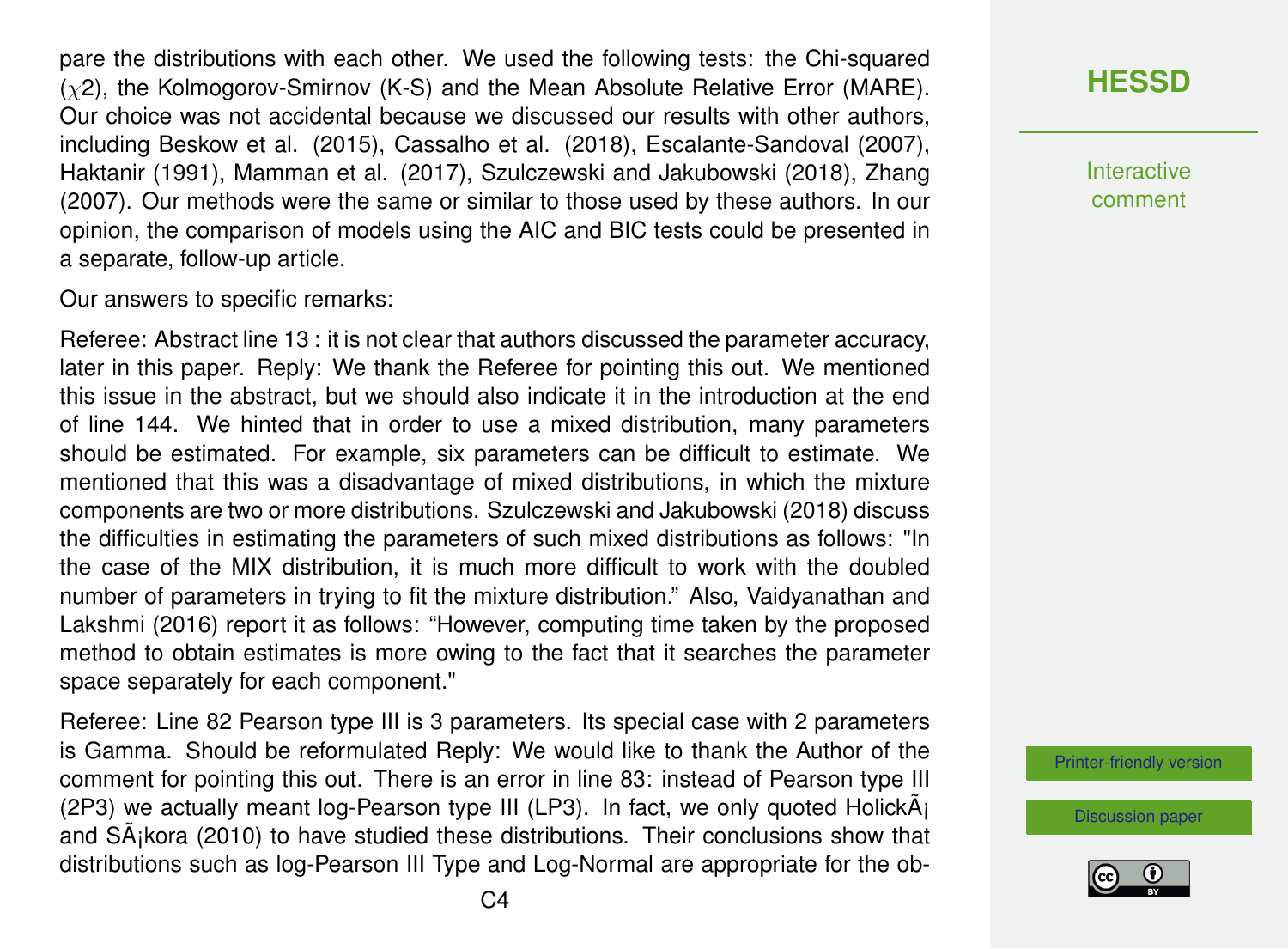pare the distributions with each other. We used the following tests: the Chi-squared ($\chi$2), the Kolmogorov-Smirnov (K-S) and the Mean Absolute Relative Error (MARE). Our choice was not accidental because we discussed our results with other authors, including Beskow et al. (2015), Cassalho et al. (2018), Escalante-Sandoval (2007), Haktanir (1991), Mamman et al. (2017), Szulczewski and Jakubowski (2018), Zhang (2007). Our methods were the same or similar to those used by these authors. In our opinion, the comparison of models using the AIC and BIC tests could be presented in a separate, follow-up article.

Our answers to specific remarks:

Referee: Abstract line 13 : it is not clear that authors discussed the parameter accuracy, later in this paper. Reply: We thank the Referee for pointing this out. We mentioned this issue in the abstract, but we should also indicate it in the introduction at the end of line 144. We hinted that in order to use a mixed distribution, many parameters should be estimated. For example, six parameters can be difficult to estimate. We mentioned that this was a disadvantage of mixed distributions, in which the mixture components are two or more distributions. Szulczewski and Jakubowski (2018) discuss the difficulties in estimating the parameters of such mixed distributions as follows: "In the case of the MIX distribution, it is much more difficult to work with the doubled number of parameters in trying to fit the mixture distribution." Also, Vaidyanathan and Lakshmi (2016) report it as follows: "However, computing time taken by the proposed method to obtain estimates is more owing to the fact that it searches the parameter space separately for each component."

Referee: Line 82 Pearson type III is 3 parameters. Its special case with 2 parameters is Gamma. Should be reformulated Reply: We would like to thank the Author of the comment for pointing this out. There is an error in line 83: instead of Pearson type III (2P3) we actually meant log-Pearson type III (LP3). In fact, we only quoted HolickÃ¡ and SÃ¡kora (2010) to have studied these distributions. Their conclusions show that distributions such as log-Pearson III Type and Log-Normal are appropriate for the ob-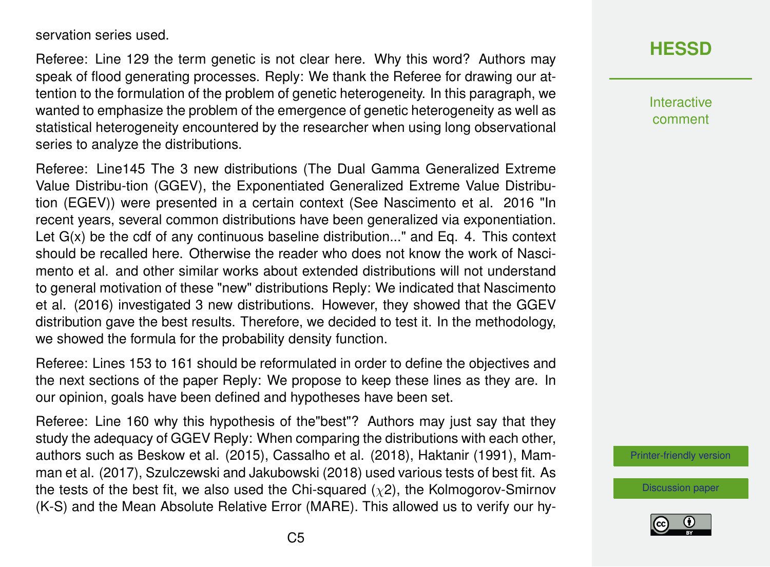servation series used.

Referee: Line 129 the term genetic is not clear here. Why this word? Authors may speak of flood generating processes. Reply: We thank the Referee for drawing our attention to the formulation of the problem of genetic heterogeneity. In this paragraph, we wanted to emphasize the problem of the emergence of genetic heterogeneity as well as statistical heterogeneity encountered by the researcher when using long observational series to analyze the distributions.

Referee: Line145 The 3 new distributions (The Dual Gamma Generalized Extreme Value Distribu-tion (GGEV), the Exponentiated Generalized Extreme Value Distribution (EGEV)) were presented in a certain context (See Nascimento et al. 2016 "In recent years, several common distributions have been generalized via exponentiation. Let G(x) be the cdf of any continuous baseline distribution..." and Eq. 4. This context should be recalled here. Otherwise the reader who does not know the work of Nascimento et al. and other similar works about extended distributions will not understand to general motivation of these "new" distributions Reply: We indicated that Nascimento et al. (2016) investigated 3 new distributions. However, they showed that the GGEV distribution gave the best results. Therefore, we decided to test it. In the methodology, we showed the formula for the probability density function.

Referee: Lines 153 to 161 should be reformulated in order to define the objectives and the next sections of the paper Reply: We propose to keep these lines as they are. In our opinion, goals have been defined and hypotheses have been set.

Referee: Line 160 why this hypothesis of the"best"? Authors may just say that they study the adequacy of GGEV Reply: When comparing the distributions with each other, authors such as Beskow et al. (2015), Cassalho et al. (2018), Haktanir (1991), Mamman et al. (2017), Szulczewski and Jakubowski (2018) used various tests of best fit. As the tests of the best fit, we also used the Chi-squared ($\chi 2$), the Kolmogorov-Smirnov (K-S) and the Mean Absolute Relative Error (MARE). This allowed us to verify our hy-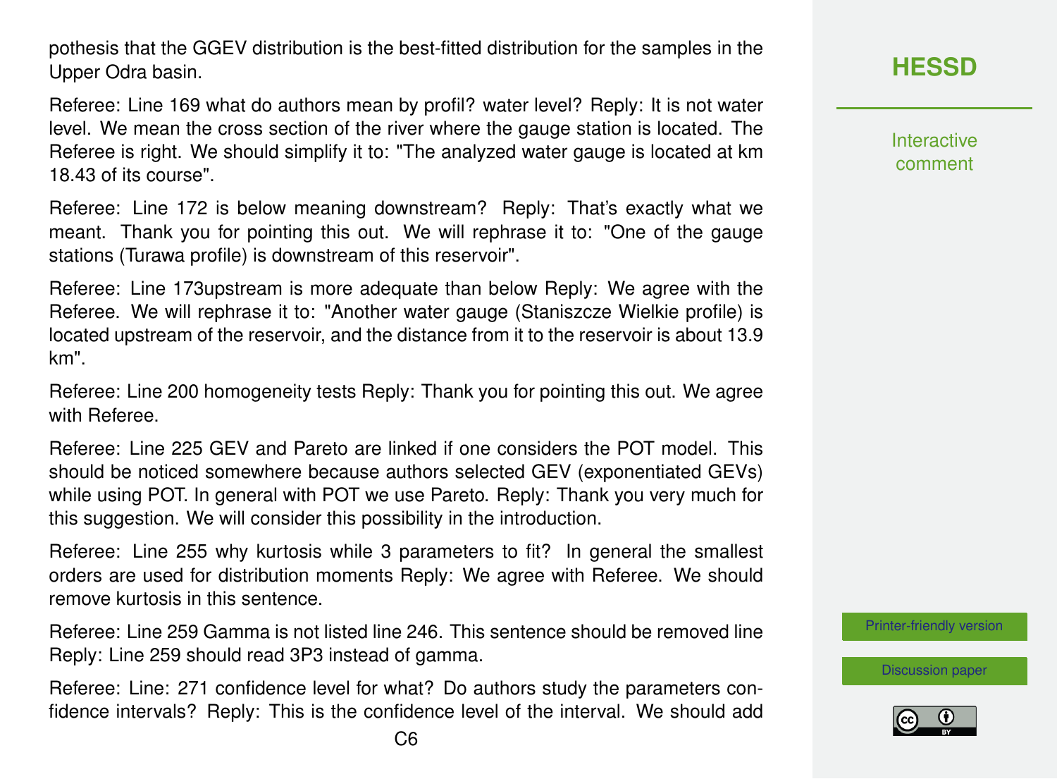pothesis that the GGEV distribution is the best-fitted distribution for the samples in the Upper Odra basin.

Referee: Line 169 what do authors mean by profil? water level? Reply: It is not water level. We mean the cross section of the river where the gauge station is located. The Referee is right. We should simplify it to: "The analyzed water gauge is located at km 18.43 of its course".

Referee: Line 172 is below meaning downstream? Reply: That's exactly what we meant. Thank you for pointing this out. We will rephrase it to: "One of the gauge stations (Turawa profile) is downstream of this reservoir".

Referee: Line 173upstream is more adequate than below Reply: We agree with the Referee. We will rephrase it to: "Another water gauge (Staniszcze Wielkie profile) is located upstream of the reservoir, and the distance from it to the reservoir is about 13.9 km".

Referee: Line 200 homogeneity tests Reply: Thank you for pointing this out. We agree with Referee.

Referee: Line 225 GEV and Pareto are linked if one considers the POT model. This should be noticed somewhere because authors selected GEV (exponentiated GEVs) while using POT. In general with POT we use Pareto. Reply: Thank you very much for this suggestion. We will consider this possibility in the introduction.

Referee: Line 255 why kurtosis while 3 parameters to fit? In general the smallest orders are used for distribution moments Reply: We agree with Referee. We should remove kurtosis in this sentence.

Referee: Line 259 Gamma is not listed line 246. This sentence should be removed line Reply: Line 259 should read 3P3 instead of gamma.

Referee: Line: 271 confidence level for what? Do authors study the parameters confidence intervals? Reply: This is the confidence level of the interval. We should add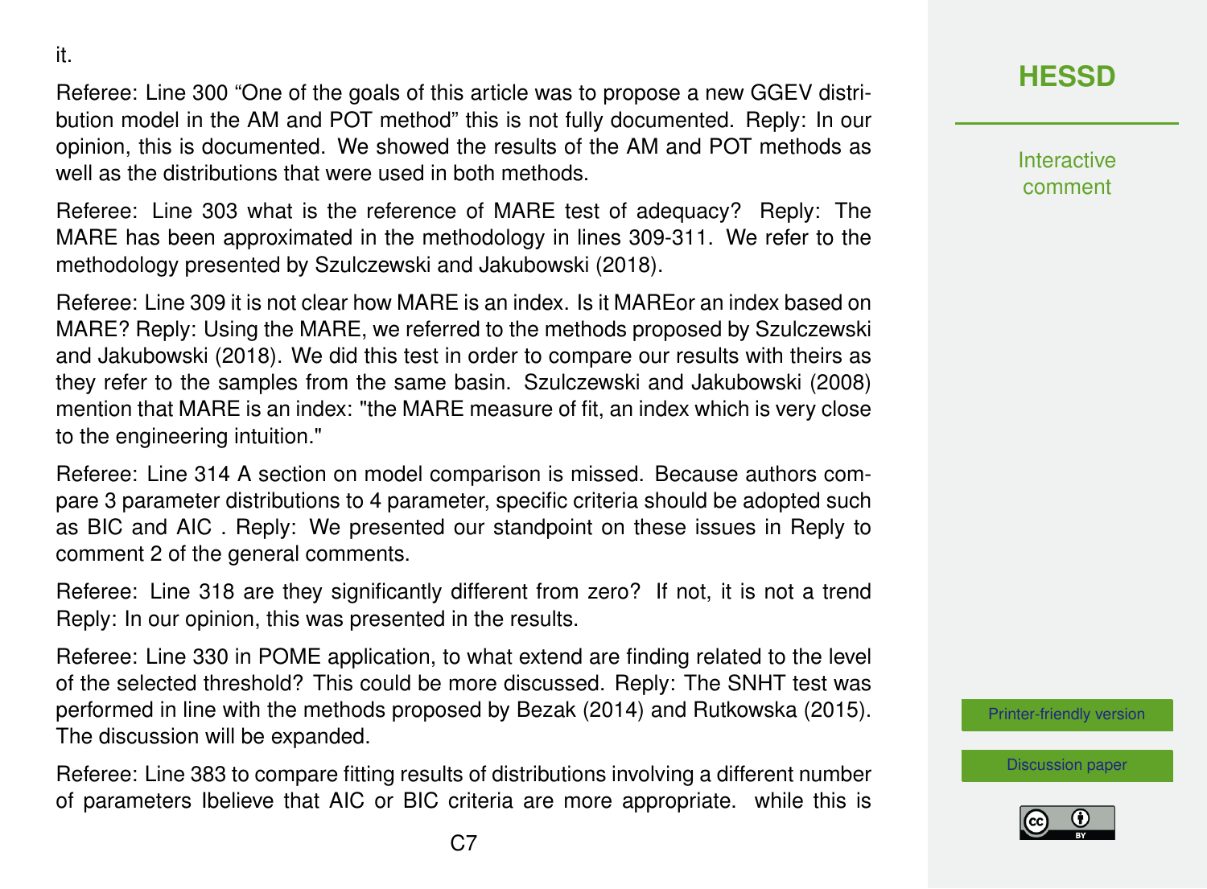it.

Referee: Line 300 “One of the goals of this article was to propose a new GGEV distribution model in the AM and POT method” this is not fully documented. Reply: In our opinion, this is documented. We showed the results of the AM and POT methods as well as the distributions that were used in both methods.

Referee: Line 303 what is the reference of MARE test of adequacy? Reply: The MARE has been approximated in the methodology in lines 309-311. We refer to the methodology presented by Szulczewski and Jakubowski (2018).

Referee: Line 309 it is not clear how MARE is an index. Is it MAREor an index based on MARE? Reply: Using the MARE, we referred to the methods proposed by Szulczewski and Jakubowski (2018). We did this test in order to compare our results with theirs as they refer to the samples from the same basin. Szulczewski and Jakubowski (2008) mention that MARE is an index: "the MARE measure of fit, an index which is very close to the engineering intuition."

Referee: Line 314 A section on model comparison is missed. Because authors compare 3 parameter distributions to 4 parameter, specific criteria should be adopted such as BIC and AIC . Reply: We presented our standpoint on these issues in Reply to comment 2 of the general comments.

Referee: Line 318 are they significantly different from zero? If not, it is not a trend Reply: In our opinion, this was presented in the results.

Referee: Line 330 in POME application, to what extend are finding related to the level of the selected threshold? This could be more discussed. Reply: The SNHT test was performed in line with the methods proposed by Bezak (2014) and Rutkowska (2015). The discussion will be expanded.

Referee: Line 383 to compare fitting results of distributions involving a different number of parameters Ibelieve that AIC or BIC criteria are more appropriate. while this is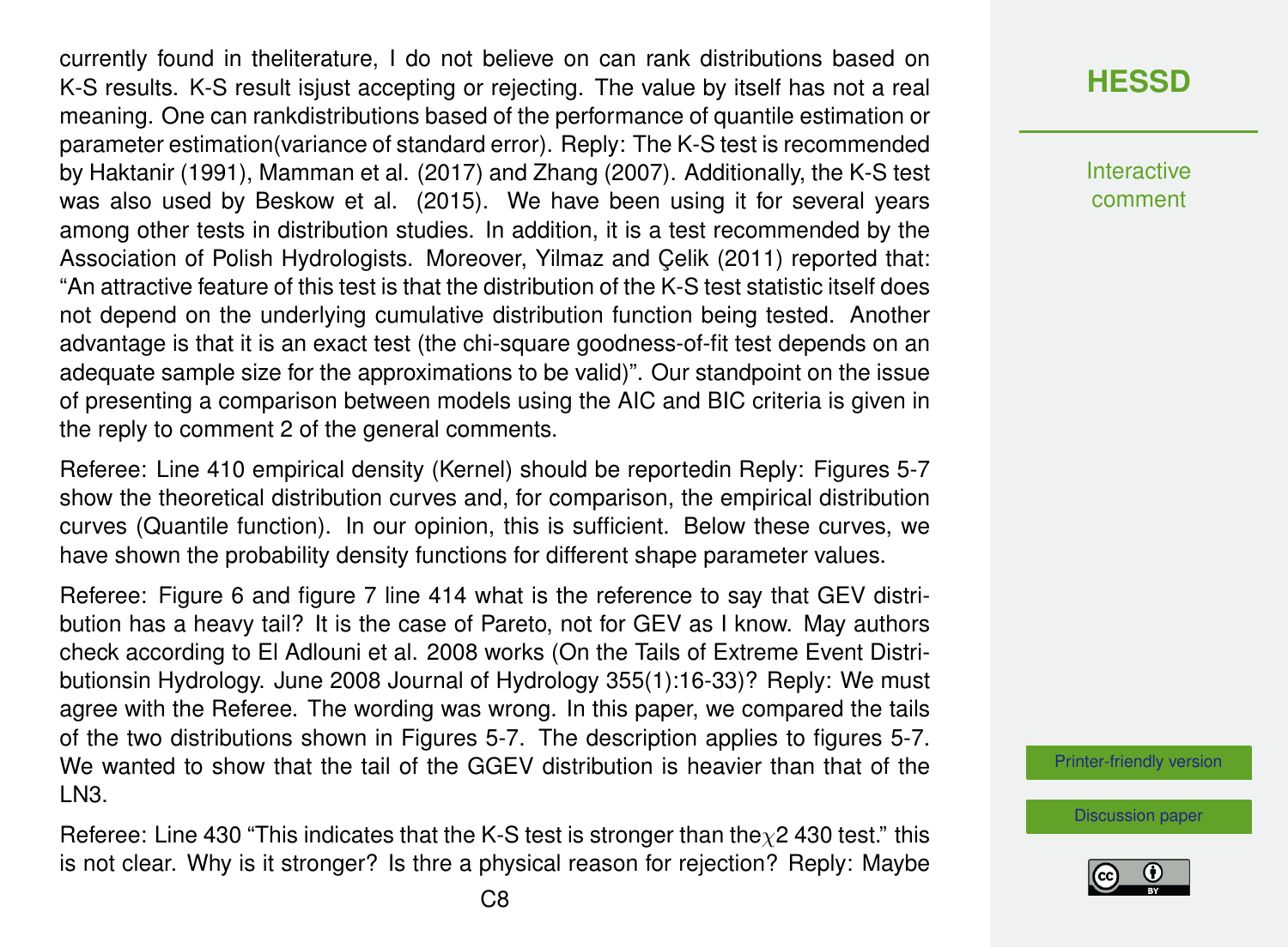currently found in theliterature, I do not believe on can rank distributions based on K-S results. K-S result isjust accepting or rejecting. The value by itself has not a real meaning. One can rankdistributions based of the performance of quantile estimation or parameter estimation(variance of standard error). Reply: The K-S test is recommended by Haktanir (1991), Mamman et al. (2017) and Zhang (2007). Additionally, the K-S test was also used by Beskow et al. (2015). We have been using it for several years among other tests in distribution studies. In addition, it is a test recommended by the Association of Polish Hydrologists. Moreover, Yilmaz and Çelik (2011) reported that: "An attractive feature of this test is that the distribution of the K-S test statistic itself does not depend on the underlying cumulative distribution function being tested. Another advantage is that it is an exact test (the chi-square goodness-of-fit test depends on an adequate sample size for the approximations to be valid)". Our standpoint on the issue of presenting a comparison between models using the AIC and BIC criteria is given in the reply to comment 2 of the general comments.

Referee: Line 410 empirical density (Kernel) should be reportedin Reply: Figures 5-7 show the theoretical distribution curves and, for comparison, the empirical distribution curves (Quantile function). In our opinion, this is sufficient. Below these curves, we have shown the probability density functions for different shape parameter values.

Referee: Figure 6 and figure 7 line 414 what is the reference to say that GEV distribution has a heavy tail? It is the case of Pareto, not for GEV as I know. May authors check according to El Adlouni et al. 2008 works (On the Tails of Extreme Event Distributionsin Hydrology. June 2008 Journal of Hydrology 355(1):16-33)? Reply: We must agree with the Referee. The wording was wrong. In this paper, we compared the tails of the two distributions shown in Figures 5-7. The description applies to figures 5-7. We wanted to show that the tail of the GGEV distribution is heavier than that of the LN3.

Referee: Line 430 "This indicates that the K-S test is stronger than the$\chi$2 430 test." this is not clear. Why is it stronger? Is thre a physical reason for rejection? Reply: Maybe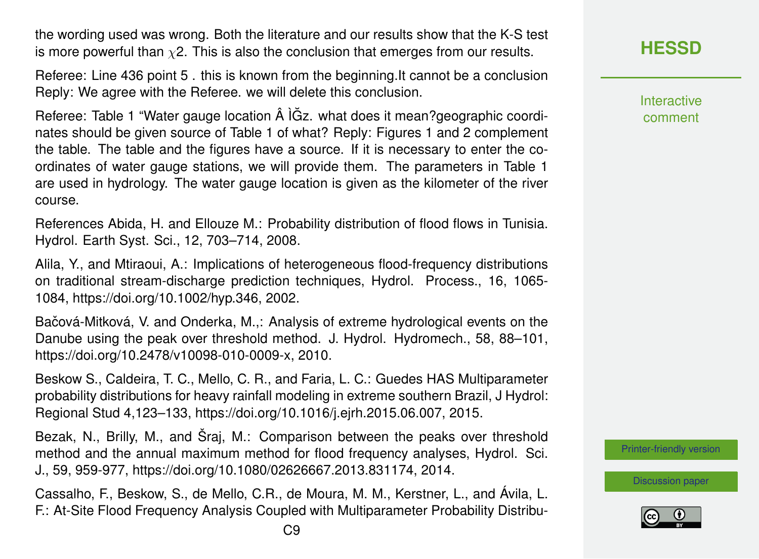the wording used was wrong. Both the literature and our results show that the K-S test is more powerful than $\chi 2$. This is also the conclusion that emerges from our results.

Referee: Line 436 point 5 . this is known from the beginning.It cannot be a conclusion Reply: We agree with the Referee. we will delete this conclusion.

Referee: Table 1 "Water gauge location Â ÌĞz. what does it mean?geographic coordinates should be given source of Table 1 of what? Reply: Figures 1 and 2 complement the table. The table and the figures have a source. If it is necessary to enter the coordinates of water gauge stations, we will provide them. The parameters in Table 1 are used in hydrology. The water gauge location is given as the kilometer of the river course.

References Abida, H. and Ellouze M.: Probability distribution of flood flows in Tunisia. Hydrol. Earth Syst. Sci., 12, 703–714, 2008.

Alila, Y., and Mtiraoui, A.: Implications of heterogeneous flood-frequency distributions on traditional stream-discharge prediction techniques, Hydrol. Process., 16, 1065-1084, https://doi.org/10.1002/hyp.346, 2002.

Bačová-Mitková, V. and Onderka, M.,: Analysis of extreme hydrological events on the Danube using the peak over threshold method. J. Hydrol. Hydromech., 58, 88–101, https://doi.org/10.2478/v10098-010-0009-x, 2010.

Beskow S., Caldeira, T. C., Mello, C. R., and Faria, L. C.: Guedes HAS Multiparameter probability distributions for heavy rainfall modeling in extreme southern Brazil, J Hydrol: Regional Stud 4,123–133, https://doi.org/10.1016/j.ejrh.2015.06.007, 2015.

Bezak, N., Brilly, M., and Šraj, M.: Comparison between the peaks over threshold method and the annual maximum method for flood frequency analyses, Hydrol. Sci. J., 59, 959-977, https://doi.org/10.1080/02626667.2013.831174, 2014.

Cassalho, F., Beskow, S., de Mello, C.R., de Moura, M. M., Kerstner, L., and Ávila, L. F.: At-Site Flood Frequency Analysis Coupled with Multiparameter Probability Distribu-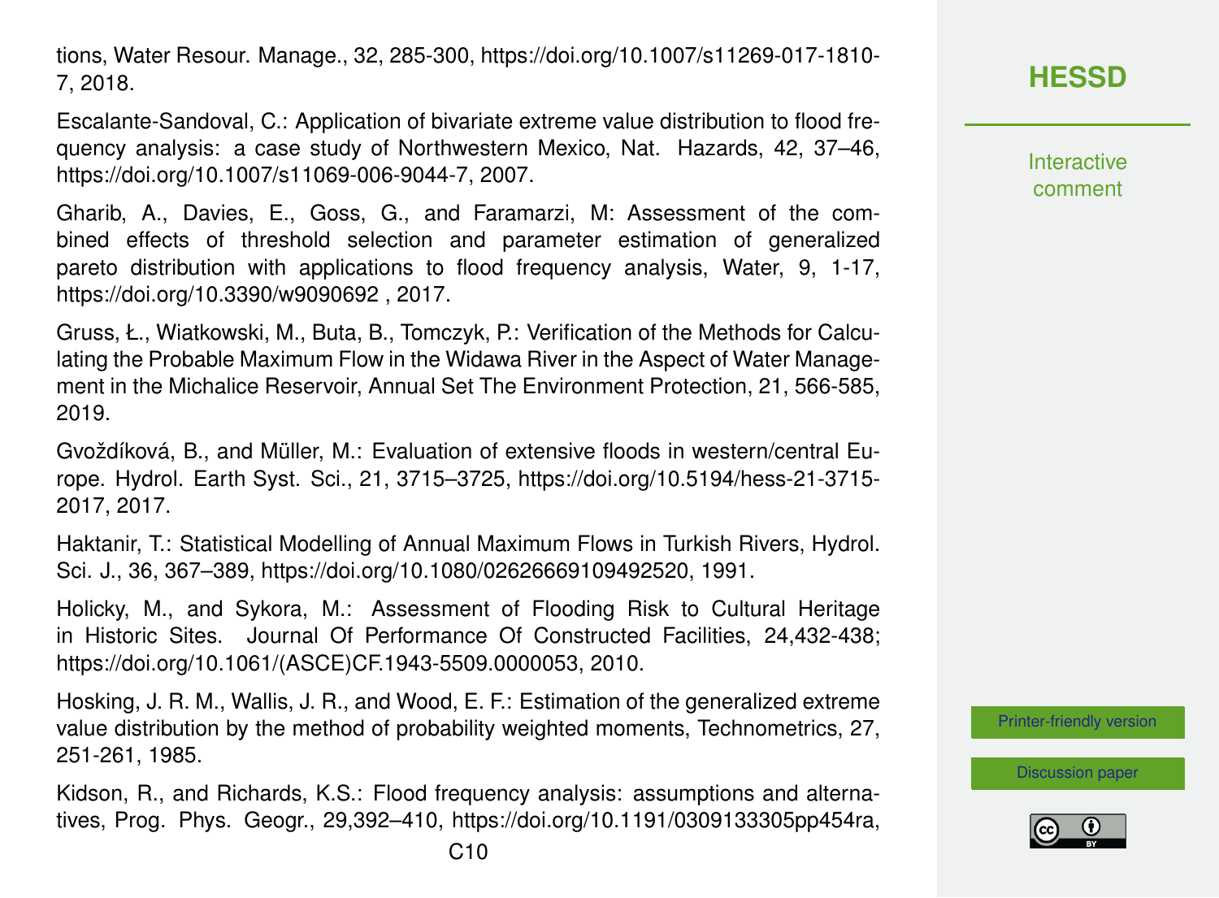tions, Water Resour. Manage., 32, 285-300, https://doi.org/10.1007/s11269-017-1810-7, 2018.

Escalante-Sandoval, C.: Application of bivariate extreme value distribution to flood frequency analysis: a case study of Northwestern Mexico, Nat. Hazards, 42, 37–46, https://doi.org/10.1007/s11069-006-9044-7, 2007.

Gharib, A., Davies, E., Goss, G., and Faramarzi, M: Assessment of the combined effects of threshold selection and parameter estimation of generalized pareto distribution with applications to flood frequency analysis, Water, 9, 1-17, https://doi.org/10.3390/w9090692 , 2017.

Gruss, Ł., Wiatkowski, M., Buta, B., Tomczyk, P.: Verification of the Methods for Calculating the Probable Maximum Flow in the Widawa River in the Aspect of Water Management in the Michalice Reservoir, Annual Set The Environment Protection, 21, 566-585, 2019.

Gvoždíková, B., and Müller, M.: Evaluation of extensive floods in western/central Europe. Hydrol. Earth Syst. Sci., 21, 3715–3725, https://doi.org/10.5194/hess-21-3715-2017, 2017.

Haktanir, T.: Statistical Modelling of Annual Maximum Flows in Turkish Rivers, Hydrol. Sci. J., 36, 367–389, https://doi.org/10.1080/02626669109492520, 1991.

Holicky, M., and Sykora, M.: Assessment of Flooding Risk to Cultural Heritage in Historic Sites. Journal Of Performance Of Constructed Facilities, 24,432-438; https://doi.org/10.1061/(ASCE)CF.1943-5509.0000053, 2010.

Hosking, J. R. M., Wallis, J. R., and Wood, E. F.: Estimation of the generalized extreme value distribution by the method of probability weighted moments, Technometrics, 27, 251-261, 1985.

Kidson, R., and Richards, K.S.: Flood frequency analysis: assumptions and alternatives, Prog. Phys. Geogr., 29,392–410, https://doi.org/10.1191/0309133305pp454ra,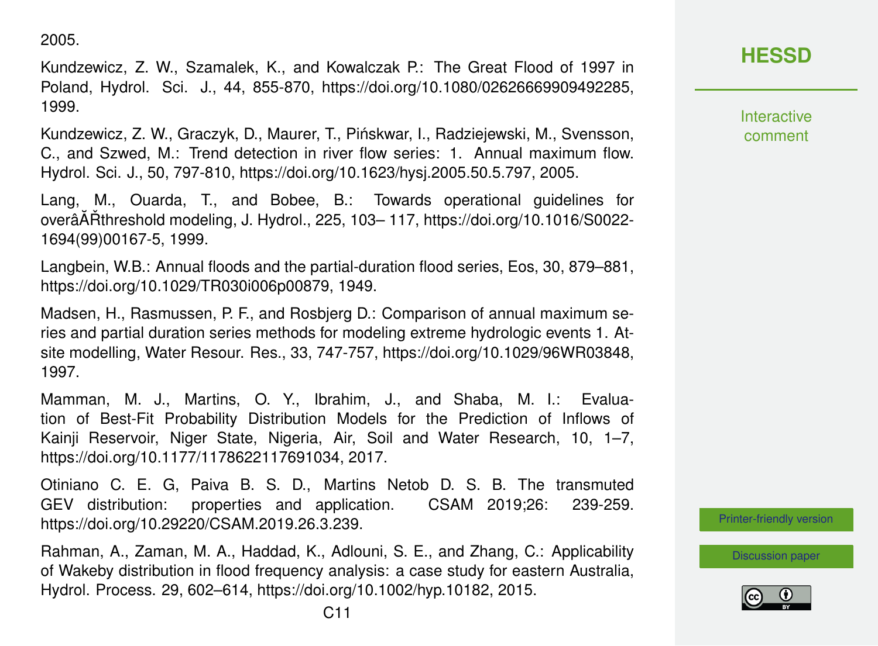2005.

Kundzewicz, Z. W., Szamalek, K., and Kowalczak P.: The Great Flood of 1997 in Poland, Hydrol. Sci. J., 44, 855-870, https://doi.org/10.1080/02626669909492285, 1999.

Kundzewicz, Z. W., Graczyk, D., Maurer, T., Pińskwar, I., Radziejewski, M., Svensson, C., and Szwed, M.: Trend detection in river flow series: 1. Annual maximum flow. Hydrol. Sci. J., 50, 797-810, https://doi.org/10.1623/hysj.2005.50.5.797, 2005.

Lang, M., Ouarda, T., and Bobee, B.: Towards operational guidelines for overâĂŘthreshold modeling, J. Hydrol., 225, 103– 117, https://doi.org/10.1016/S0022-1694(99)00167-5, 1999.

Langbein, W.B.: Annual floods and the partial-duration flood series, Eos, 30, 879–881, https://doi.org/10.1029/TR030i006p00879, 1949.

Madsen, H., Rasmussen, P. F., and Rosbjerg D.: Comparison of annual maximum series and partial duration series methods for modeling extreme hydrologic events 1. At-site modelling, Water Resour. Res., 33, 747-757, https://doi.org/10.1029/96WR03848, 1997.

Mamman, M. J., Martins, O. Y., Ibrahim, J., and Shaba, M. I.: Evaluation of Best-Fit Probability Distribution Models for the Prediction of Inflows of Kainji Reservoir, Niger State, Nigeria, Air, Soil and Water Research, 10, 1–7, https://doi.org/10.1177/1178622117691034, 2017.

Otiniano C. E. G, Paiva B. S. D., Martins Netob D. S. B. The transmuted GEV distribution: properties and application. CSAM 2019;26: 239-259. https://doi.org/10.29220/CSAM.2019.26.3.239.

Rahman, A., Zaman, M. A., Haddad, K., Adlouni, S. E., and Zhang, C.: Applicability of Wakeby distribution in flood frequency analysis: a case study for eastern Australia, Hydrol. Process. 29, 602–614, https://doi.org/10.1002/hyp.10182, 2015.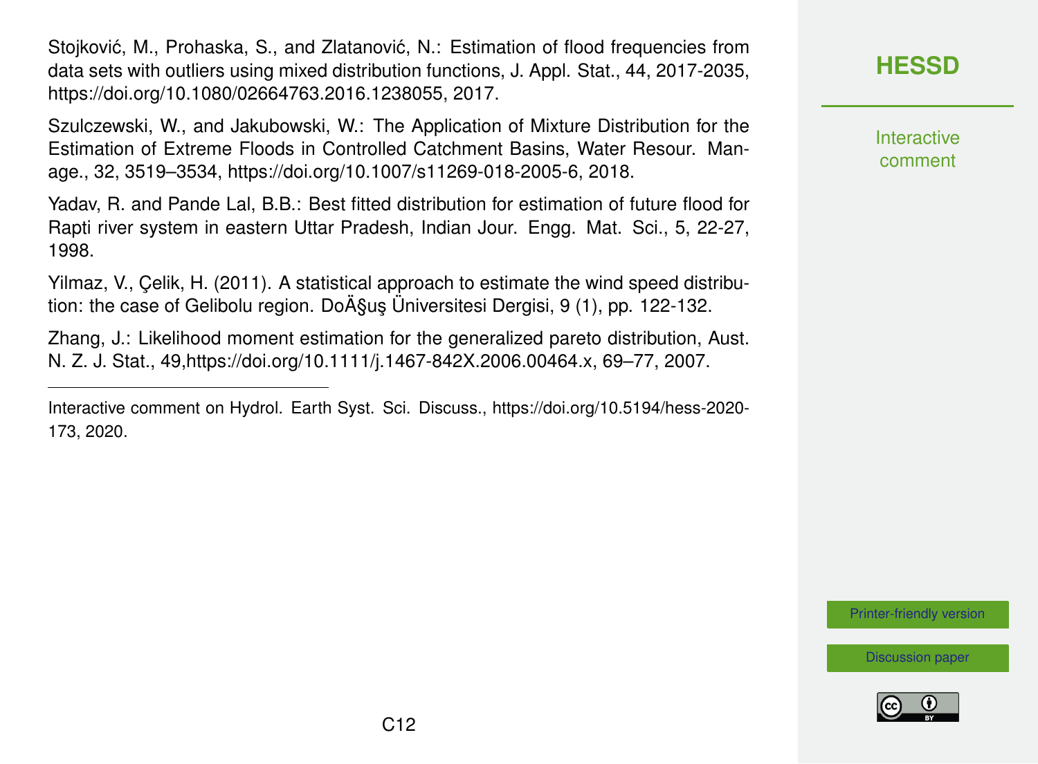Stojković, M., Prohaska, S., and Zlatanović, N.: Estimation of flood frequencies from data sets with outliers using mixed distribution functions, J. Appl. Stat., 44, 2017-2035, https://doi.org/10.1080/02664763.2016.1238055, 2017.

Szulczewski, W., and Jakubowski, W.: The Application of Mixture Distribution for the Estimation of Extreme Floods in Controlled Catchment Basins, Water Resour. Manage., 32, 3519–3534, https://doi.org/10.1007/s11269-018-2005-6, 2018.

Yadav, R. and Pande Lal, B.B.: Best fitted distribution for estimation of future flood for Rapti river system in eastern Uttar Pradesh, Indian Jour. Engg. Mat. Sci., 5, 22-27, 1998.

Yilmaz, V., Çelik, H. (2011). A statistical approach to estimate the wind speed distribution: the case of Gelibolu region. DoÄ§uş Üniversitesi Dergisi, 9 (1), pp. 122-132.

Zhang, J.: Likelihood moment estimation for the generalized pareto distribution, Aust. N. Z. J. Stat., 49,https://doi.org/10.1111/j.1467-842X.2006.00464.x, 69–77, 2007.

---

Interactive comment on Hydrol. Earth Syst. Sci. Discuss., https://doi.org/10.5194/hess-2020-173, 2020.